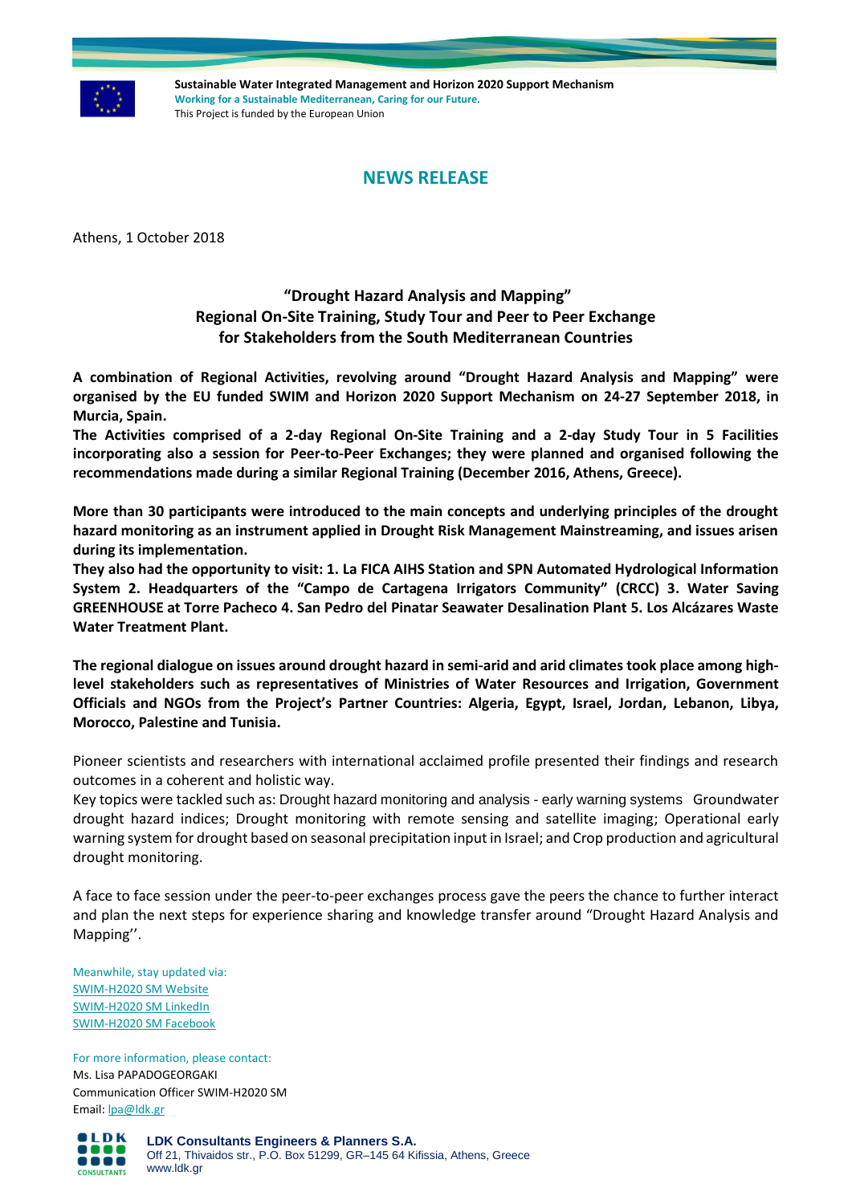**Sustainable Water Integrated Management and Horizon 2020 Support Mechanism**
**Working for a Sustainable Mediterranean, Caring for our Future.**
This Project is funded by the European Union

# NEWS RELEASE

Athens, 1 October 2018

## "Drought Hazard Analysis and Mapping" Regional On-Site Training, Study Tour and Peer to Peer Exchange for Stakeholders from the South Mediterranean Countries

**A combination of Regional Activities, revolving around "Drought Hazard Analysis and Mapping" were organised by the EU funded SWIM and Horizon 2020 Support Mechanism on 24-27 September 2018, in Murcia, Spain.**
**The Activities comprised of a 2-day Regional On-Site Training and a 2-day Study Tour in 5 Facilities incorporating also a session for Peer-to-Peer Exchanges; they were planned and organised following the recommendations made during a similar Regional Training (December 2016, Athens, Greece).**

**More than 30 participants were introduced to the main concepts and underlying principles of the drought hazard monitoring as an instrument applied in Drought Risk Management Mainstreaming, and issues arisen during its implementation.**
**They also had the opportunity to visit: 1. La FICA AIHS Station and SPN Automated Hydrological Information System 2. Headquarters of the "Campo de Cartagena Irrigators Community" (CRCC) 3. Water Saving GREENHOUSE at Torre Pacheco 4. San Pedro del Pinatar Seawater Desalination Plant 5. Los Alcázares Waste Water Treatment Plant.**

**The regional dialogue on issues around drought hazard in semi-arid and arid climates took place among high-level stakeholders such as representatives of Ministries of Water Resources and Irrigation, Government Officials and NGOs from the Project's Partner Countries: Algeria, Egypt, Israel, Jordan, Lebanon, Libya, Morocco, Palestine and Tunisia.**

Pioneer scientists and researchers with international acclaimed profile presented their findings and research outcomes in a coherent and holistic way.
Key topics were tackled such as: Drought hazard monitoring and analysis - early warning systems Groundwater drought hazard indices; Drought monitoring with remote sensing and satellite imaging; Operational early warning system for drought based on seasonal precipitation input in Israel; and Crop production and agricultural drought monitoring.

A face to face session under the peer-to-peer exchanges process gave the peers the chance to further interact and plan the next steps for experience sharing and knowledge transfer around "Drought Hazard Analysis and Mapping''.

Meanwhile, stay updated via:
SWIM-H2020 SM Website
SWIM-H2020 SM LinkedIn
SWIM-H2020 SM Facebook

For more information, please contact:
Ms. Lisa PAPADOGEORGAKI
Communication Officer SWIM-H2020 SM
Email: lpa@ldk.gr

**LDK Consultants Engineers & Planners S.A.**
Off 21, Thivaidos str., P.O. Box 51299, GR–145 64 Kifissia, Athens, Greece
www.ldk.gr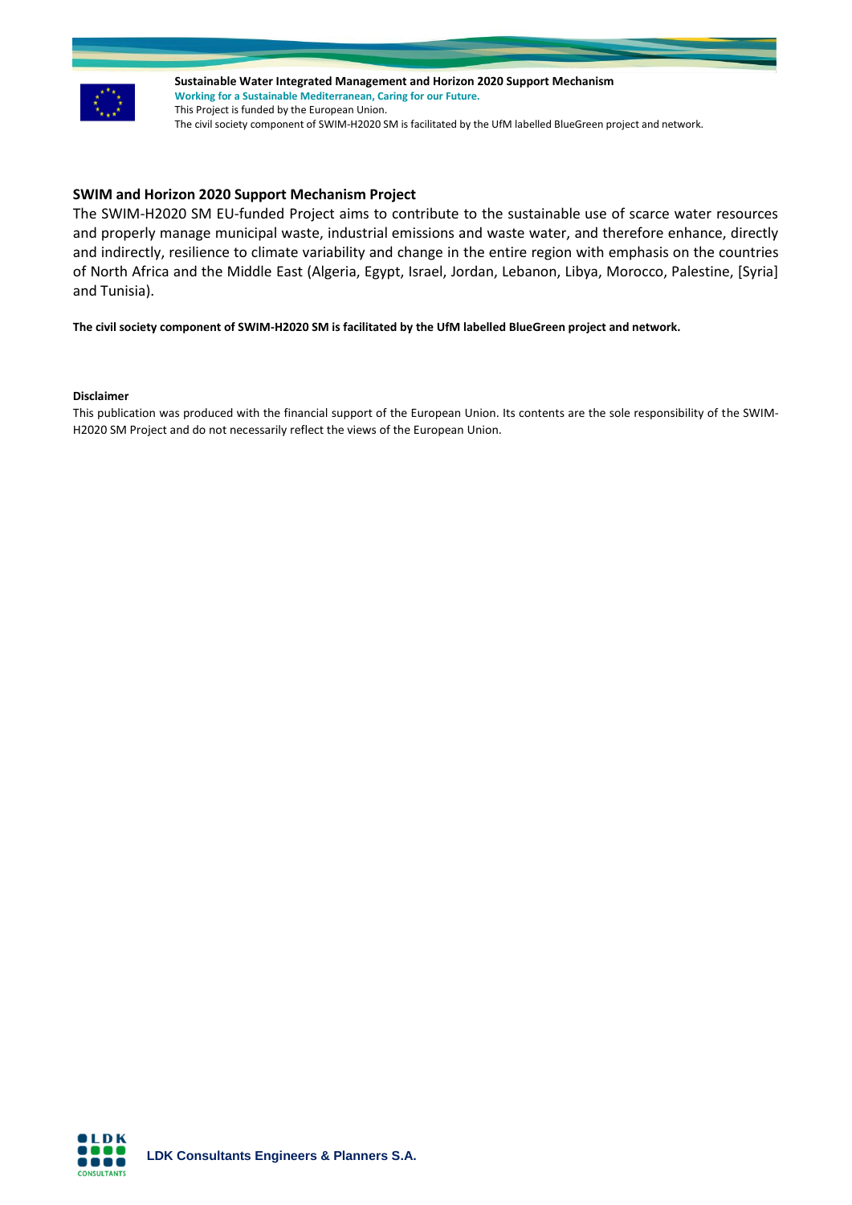**Sustainable Water Integrated Management and Horizon 2020 Support Mechanism**
**Working for a Sustainable Mediterranean, Caring for our Future.**
This Project is funded by the European Union.
The civil society component of SWIM-H2020 SM is facilitated by the UfM labelled BlueGreen project and network.

### SWIM and Horizon 2020 Support Mechanism Project

The SWIM-H2020 SM EU-funded Project aims to contribute to the sustainable use of scarce water resources and properly manage municipal waste, industrial emissions and waste water, and therefore enhance, directly and indirectly, resilience to climate variability and change in the entire region with emphasis on the countries of North Africa and the Middle East (Algeria, Egypt, Israel, Jordan, Lebanon, Libya, Morocco, Palestine, [Syria] and Tunisia).

**The civil society component of SWIM-H2020 SM is facilitated by the UfM labelled BlueGreen project and network.**

**Disclaimer**

This publication was produced with the financial support of the European Union. Its contents are the sole responsibility of the SWIM-H2020 SM Project and do not necessarily reflect the views of the European Union.

**LDK Consultants Engineers & Planners S.A.**